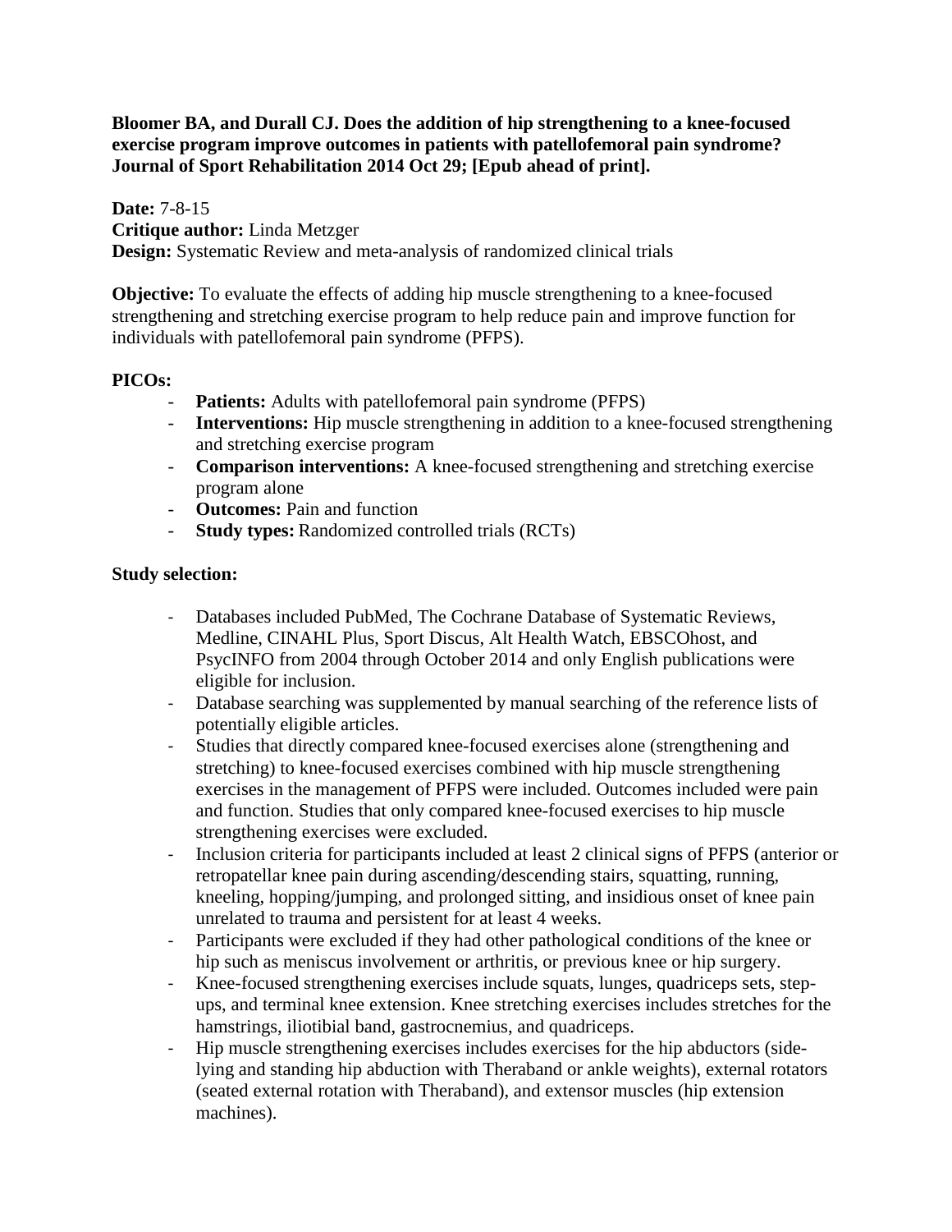**Bloomer BA, and Durall CJ. Does the addition of hip strengthening to a knee-focused exercise program improve outcomes in patients with patellofemoral pain syndrome? Journal of Sport Rehabilitation 2014 Oct 29; [Epub ahead of print].**

**Date:** 7-8-15
**Critique author:** Linda Metzger
**Design:** Systematic Review and meta-analysis of randomized clinical trials

**Objective:** To evaluate the effects of adding hip muscle strengthening to a knee-focused strengthening and stretching exercise program to help reduce pain and improve function for individuals with patellofemoral pain syndrome (PFPS).

**PICOs:**

- **Patients:** Adults with patellofemoral pain syndrome (PFPS)
- **Interventions:** Hip muscle strengthening in addition to a knee-focused strengthening and stretching exercise program
- **Comparison interventions:** A knee-focused strengthening and stretching exercise program alone
- **Outcomes:** Pain and function
- **Study types:** Randomized controlled trials (RCTs)

**Study selection:**

- Databases included PubMed, The Cochrane Database of Systematic Reviews, Medline, CINAHL Plus, Sport Discus, Alt Health Watch, EBSCOhost, and PsycINFO from 2004 through October 2014 and only English publications were eligible for inclusion.
- Database searching was supplemented by manual searching of the reference lists of potentially eligible articles.
- Studies that directly compared knee-focused exercises alone (strengthening and stretching) to knee-focused exercises combined with hip muscle strengthening exercises in the management of PFPS were included. Outcomes included were pain and function. Studies that only compared knee-focused exercises to hip muscle strengthening exercises were excluded.
- Inclusion criteria for participants included at least 2 clinical signs of PFPS (anterior or retropatellar knee pain during ascending/descending stairs, squatting, running, kneeling, hopping/jumping, and prolonged sitting, and insidious onset of knee pain unrelated to trauma and persistent for at least 4 weeks.
- Participants were excluded if they had other pathological conditions of the knee or hip such as meniscus involvement or arthritis, or previous knee or hip surgery.
- Knee-focused strengthening exercises include squats, lunges, quadriceps sets, step-ups, and terminal knee extension. Knee stretching exercises includes stretches for the hamstrings, iliotibial band, gastrocnemius, and quadriceps.
- Hip muscle strengthening exercises includes exercises for the hip abductors (side-lying and standing hip abduction with Theraband or ankle weights), external rotators (seated external rotation with Theraband), and extensor muscles (hip extension machines).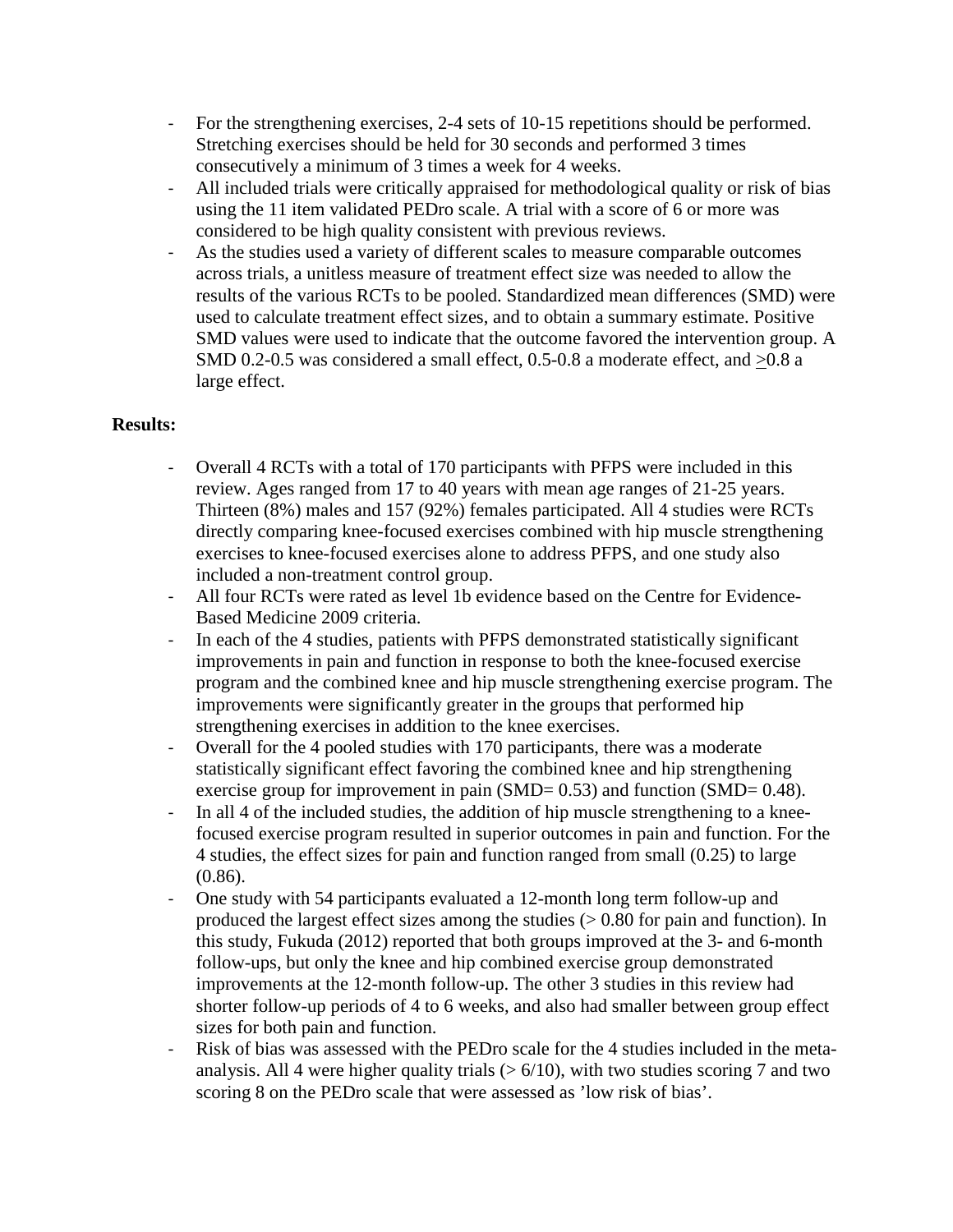- For the strengthening exercises, 2-4 sets of 10-15 repetitions should be performed. Stretching exercises should be held for 30 seconds and performed 3 times consecutively a minimum of 3 times a week for 4 weeks.
- All included trials were critically appraised for methodological quality or risk of bias using the 11 item validated PEDro scale. A trial with a score of 6 or more was considered to be high quality consistent with previous reviews.
- As the studies used a variety of different scales to measure comparable outcomes across trials, a unitless measure of treatment effect size was needed to allow the results of the various RCTs to be pooled. Standardized mean differences (SMD) were used to calculate treatment effect sizes, and to obtain a summary estimate. Positive SMD values were used to indicate that the outcome favored the intervention group. A SMD 0.2-0.5 was considered a small effect, 0.5-0.8 a moderate effect, and $\geq$0.8 a large effect.

**Results:**

- Overall 4 RCTs with a total of 170 participants with PFPS were included in this review. Ages ranged from 17 to 40 years with mean age ranges of 21-25 years. Thirteen (8%) males and 157 (92%) females participated. All 4 studies were RCTs directly comparing knee-focused exercises combined with hip muscle strengthening exercises to knee-focused exercises alone to address PFPS, and one study also included a non-treatment control group.
- All four RCTs were rated as level 1b evidence based on the Centre for Evidence-Based Medicine 2009 criteria.
- In each of the 4 studies, patients with PFPS demonstrated statistically significant improvements in pain and function in response to both the knee-focused exercise program and the combined knee and hip muscle strengthening exercise program. The improvements were significantly greater in the groups that performed hip strengthening exercises in addition to the knee exercises.
- Overall for the 4 pooled studies with 170 participants, there was a moderate statistically significant effect favoring the combined knee and hip strengthening exercise group for improvement in pain (SMD= 0.53) and function (SMD= 0.48).
- In all 4 of the included studies, the addition of hip muscle strengthening to a knee-focused exercise program resulted in superior outcomes in pain and function. For the 4 studies, the effect sizes for pain and function ranged from small (0.25) to large (0.86).
- One study with 54 participants evaluated a 12-month long term follow-up and produced the largest effect sizes among the studies (> 0.80 for pain and function). In this study, Fukuda (2012) reported that both groups improved at the 3- and 6-month follow-ups, but only the knee and hip combined exercise group demonstrated improvements at the 12-month follow-up. The other 3 studies in this review had shorter follow-up periods of 4 to 6 weeks, and also had smaller between group effect sizes for both pain and function.
- Risk of bias was assessed with the PEDro scale for the 4 studies included in the meta-analysis. All 4 were higher quality trials (> 6/10), with two studies scoring 7 and two scoring 8 on the PEDro scale that were assessed as 'low risk of bias'.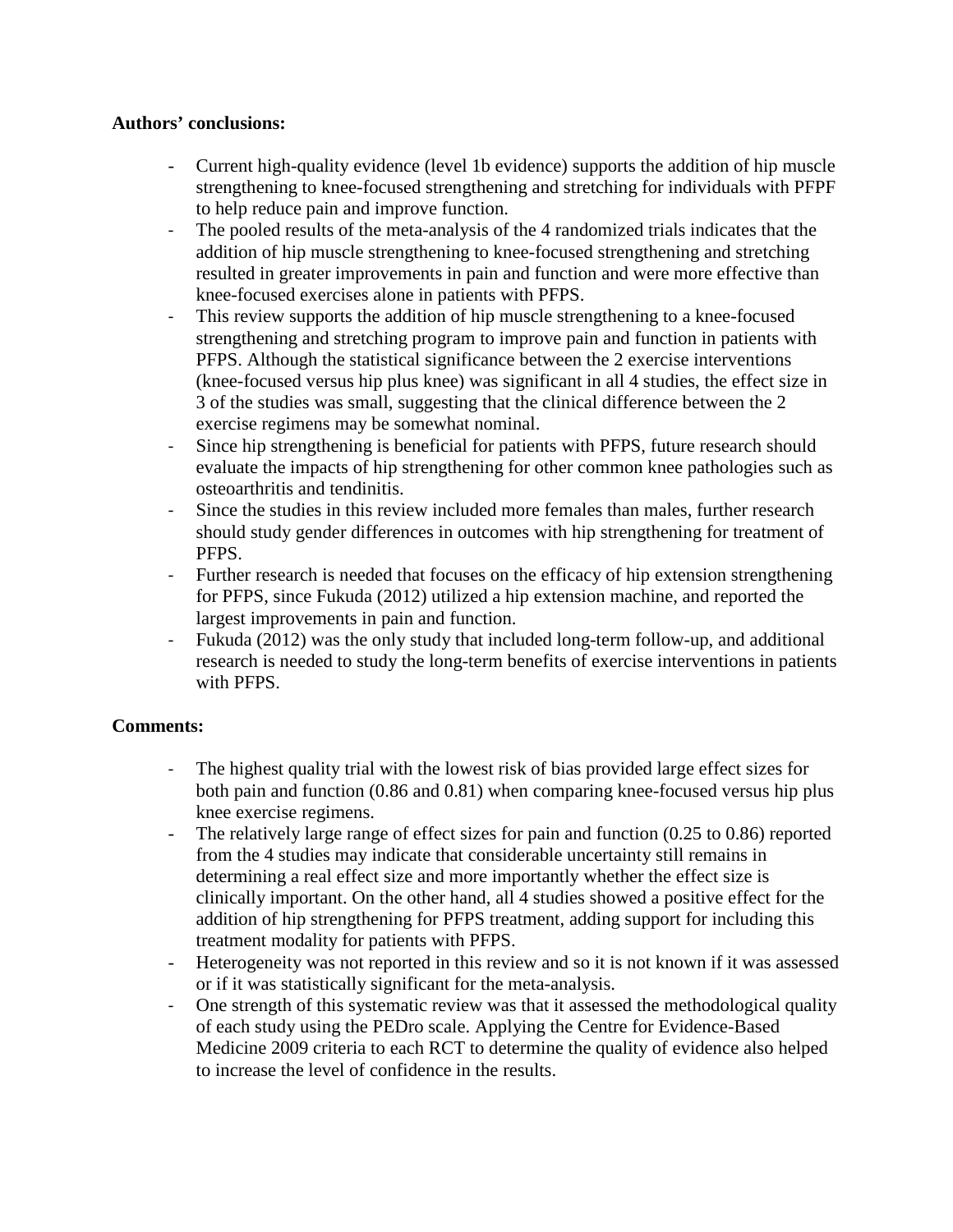**Authors' conclusions:**

- Current high-quality evidence (level 1b evidence) supports the addition of hip muscle strengthening to knee-focused strengthening and stretching for individuals with PFPF to help reduce pain and improve function.
- The pooled results of the meta-analysis of the 4 randomized trials indicates that the addition of hip muscle strengthening to knee-focused strengthening and stretching resulted in greater improvements in pain and function and were more effective than knee-focused exercises alone in patients with PFPS.
- This review supports the addition of hip muscle strengthening to a knee-focused strengthening and stretching program to improve pain and function in patients with PFPS. Although the statistical significance between the 2 exercise interventions (knee-focused versus hip plus knee) was significant in all 4 studies, the effect size in 3 of the studies was small, suggesting that the clinical difference between the 2 exercise regimens may be somewhat nominal.
- Since hip strengthening is beneficial for patients with PFPS, future research should evaluate the impacts of hip strengthening for other common knee pathologies such as osteoarthritis and tendinitis.
- Since the studies in this review included more females than males, further research should study gender differences in outcomes with hip strengthening for treatment of PFPS.
- Further research is needed that focuses on the efficacy of hip extension strengthening for PFPS, since Fukuda (2012) utilized a hip extension machine, and reported the largest improvements in pain and function.
- Fukuda (2012) was the only study that included long-term follow-up, and additional research is needed to study the long-term benefits of exercise interventions in patients with PFPS.

**Comments:**

- The highest quality trial with the lowest risk of bias provided large effect sizes for both pain and function (0.86 and 0.81) when comparing knee-focused versus hip plus knee exercise regimens.
- The relatively large range of effect sizes for pain and function (0.25 to 0.86) reported from the 4 studies may indicate that considerable uncertainty still remains in determining a real effect size and more importantly whether the effect size is clinically important. On the other hand, all 4 studies showed a positive effect for the addition of hip strengthening for PFPS treatment, adding support for including this treatment modality for patients with PFPS.
- Heterogeneity was not reported in this review and so it is not known if it was assessed or if it was statistically significant for the meta-analysis.
- One strength of this systematic review was that it assessed the methodological quality of each study using the PEDro scale. Applying the Centre for Evidence-Based Medicine 2009 criteria to each RCT to determine the quality of evidence also helped to increase the level of confidence in the results.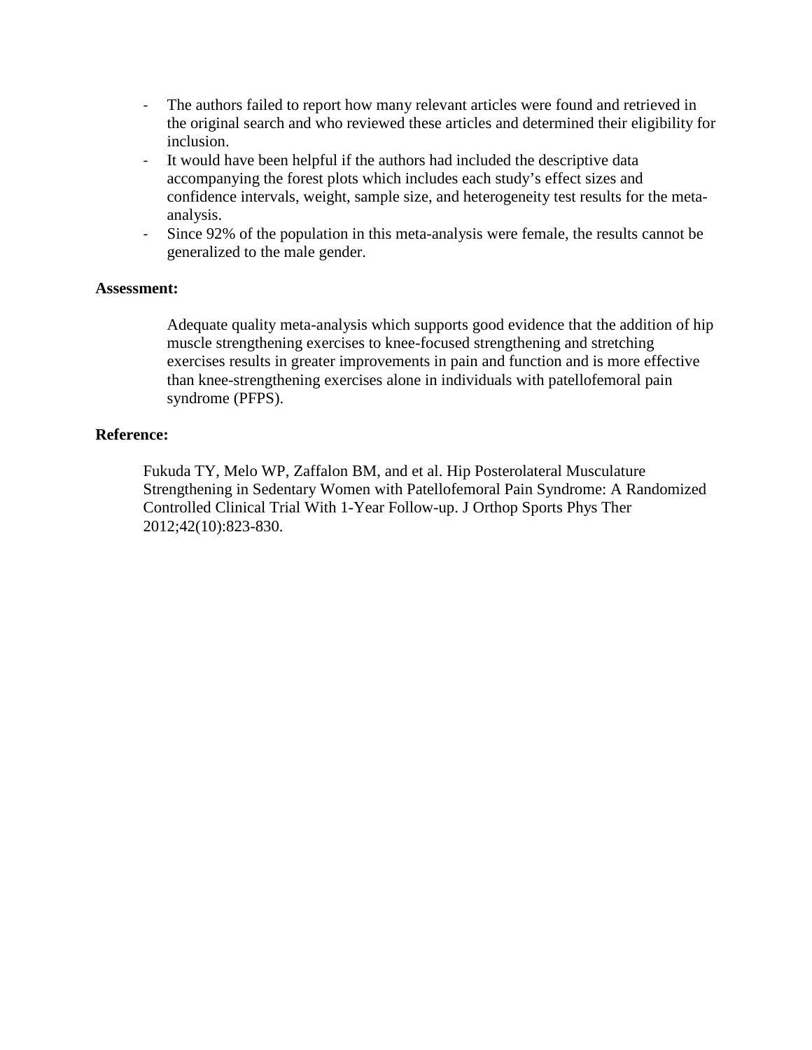- The authors failed to report how many relevant articles were found and retrieved in the original search and who reviewed these articles and determined their eligibility for inclusion.
- It would have been helpful if the authors had included the descriptive data accompanying the forest plots which includes each study's effect sizes and confidence intervals, weight, sample size, and heterogeneity test results for the meta-analysis.
- Since 92% of the population in this meta-analysis were female, the results cannot be generalized to the male gender.

**Assessment:**

Adequate quality meta-analysis which supports good evidence that the addition of hip muscle strengthening exercises to knee-focused strengthening and stretching exercises results in greater improvements in pain and function and is more effective than knee-strengthening exercises alone in individuals with patellofemoral pain syndrome (PFPS).

**Reference:**

Fukuda TY, Melo WP, Zaffalon BM, and et al. Hip Posterolateral Musculature Strengthening in Sedentary Women with Patellofemoral Pain Syndrome: A Randomized Controlled Clinical Trial With 1-Year Follow-up. J Orthop Sports Phys Ther 2012;42(10):823-830.